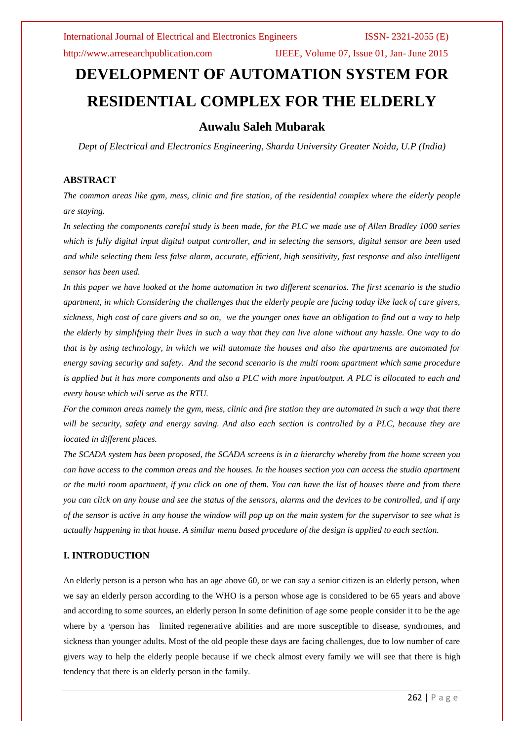# DEVELOPMENT OF AUTOMATION SYSTEM FOR RESIDENTIAL COMPLEX FOR THE ELDERLY

## Auwalu Saleh Mubarak

*Dept of Electrical and Electronics Engineering, Sharda University Greater Noida, U.P (India)*

### ABSTRACT

*The common areas like gym, mess, clinic and fire station, of the residential complex where the elderly people are staying.*

*In selecting the components careful study is been made, for the PLC we made use of Allen Bradley 1000 series which is fully digital input digital output controller, and in selecting the sensors, digital sensor are been used and while selecting them less false alarm, accurate, efficient, high sensitivity, fast response and also intelligent sensor has been used.*

*In this paper we have looked at the home automation in two different scenarios. The first scenario is the studio apartment, in which Considering the challenges that the elderly people are facing today like lack of care givers, sickness, high cost of care givers and so on, we the younger ones have an obligation to find out a way to help the elderly by simplifying their lives in such a way that they can live alone without any hassle. One way to do that is by using technology, in which we will automate the houses and also the apartments are automated for energy saving security and safety. And the second scenario is the multi room apartment which same procedure is applied but it has more components and also a PLC with more input/output. A PLC is allocated to each and every house which will serve as the RTU.*

*For the common areas namely the gym, mess, clinic and fire station they are automated in such a way that there will be security, safety and energy saving. And also each section is controlled by a PLC, because they are located in different places.*

*The SCADA system has been proposed, the SCADA screens is in a hierarchy whereby from the home screen you can have access to the common areas and the houses. In the houses section you can access the studio apartment or the multi room apartment, if you click on one of them. You can have the list of houses there and from there you can click on any house and see the status of the sensors, alarms and the devices to be controlled, and if any of the sensor is active in any house the window will pop up on the main system for the supervisor to see what is actually happening in that house. A similar menu based procedure of the design is applied to each section.*

### I. INTRODUCTION

An elderly person is a person who has an age above 60, or we can say a senior citizen is an elderly person, when we say an elderly person according to the WHO is a person whose age is considered to be 65 years and above and according to some sources, an elderly person In some definition of age some people consider it to be the age where by a \person has limited regenerative abilities and are more susceptible to disease, syndromes, and sickness than younger adults. Most of the old people these days are facing challenges, due to low number of care givers way to help the elderly people because if we check almost every family we will see that there is high tendency that there is an elderly person in the family.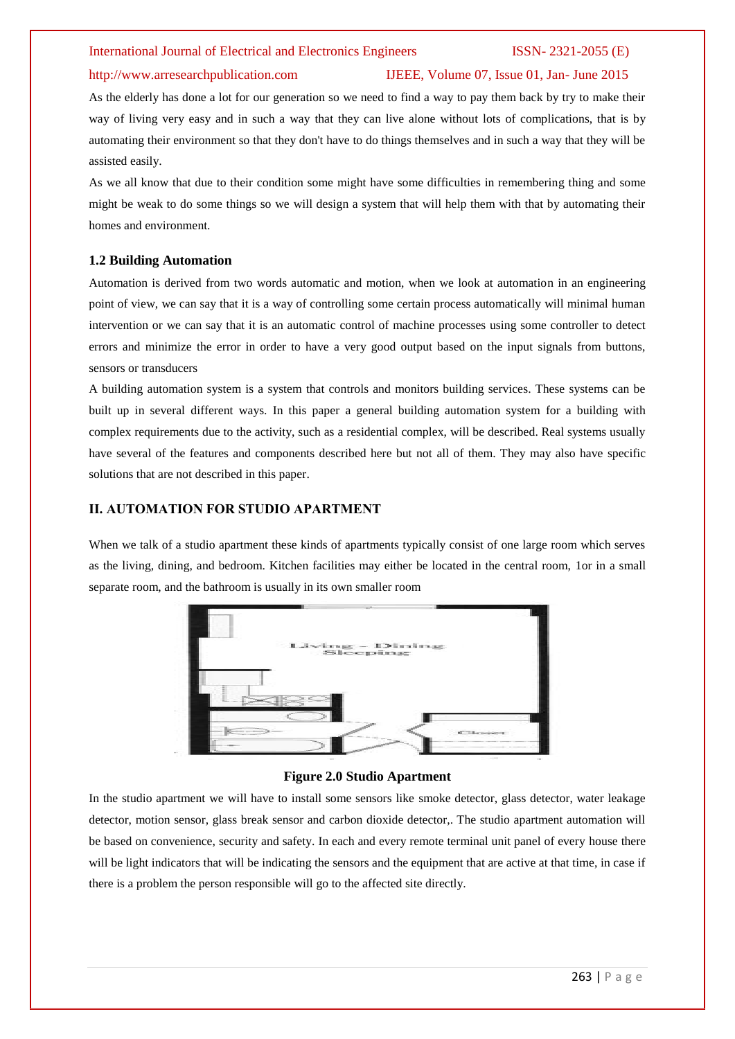As the elderly has done a lot for our generation so we need to find a way to pay them back by try to make their way of living very easy and in such a way that they can live alone without lots of complications, that is by automating their environment so that they don't have to do things themselves and in such a way that they will be assisted easily.

As we all know that due to their condition some might have some difficulties in remembering thing and some might be weak to do some things so we will design a system that will help them with that by automating their homes and environment.

### 1.2 Building Automation

Automation is derived from two words automatic and motion, when we look at automation in an engineering point of view, we can say that it is a way of controlling some certain process automatically will minimal human intervention or we can say that it is an automatic control of machine processes using some controller to detect errors and minimize the error in order to have a very good output based on the input signals from buttons, sensors or transducers

A building automation system is a system that controls and monitors building services. These systems can be built up in several different ways. In this paper a general building automation system for a building with complex requirements due to the activity, such as a residential complex, will be described. Real systems usually have several of the features and components described here but not all of them. They may also have specific solutions that are not described in this paper.

## II. AUTOMATION FOR STUDIO APARTMENT

When we talk of a studio apartment these kinds of apartments typically consist of one large room which serves as the living, dining, and bedroom. Kitchen facilities may either be located in the central room, 1or in a small separate room, and the bathroom is usually in its own smaller room

**Figure 2.0 Studio Apartment**

In the studio apartment we will have to install some sensors like smoke detector, glass detector, water leakage detector, motion sensor, glass break sensor and carbon dioxide detector,. The studio apartment automation will be based on convenience, security and safety. In each and every remote terminal unit panel of every house there will be light indicators that will be indicating the sensors and the equipment that are active at that time, in case if there is a problem the person responsible will go to the affected site directly.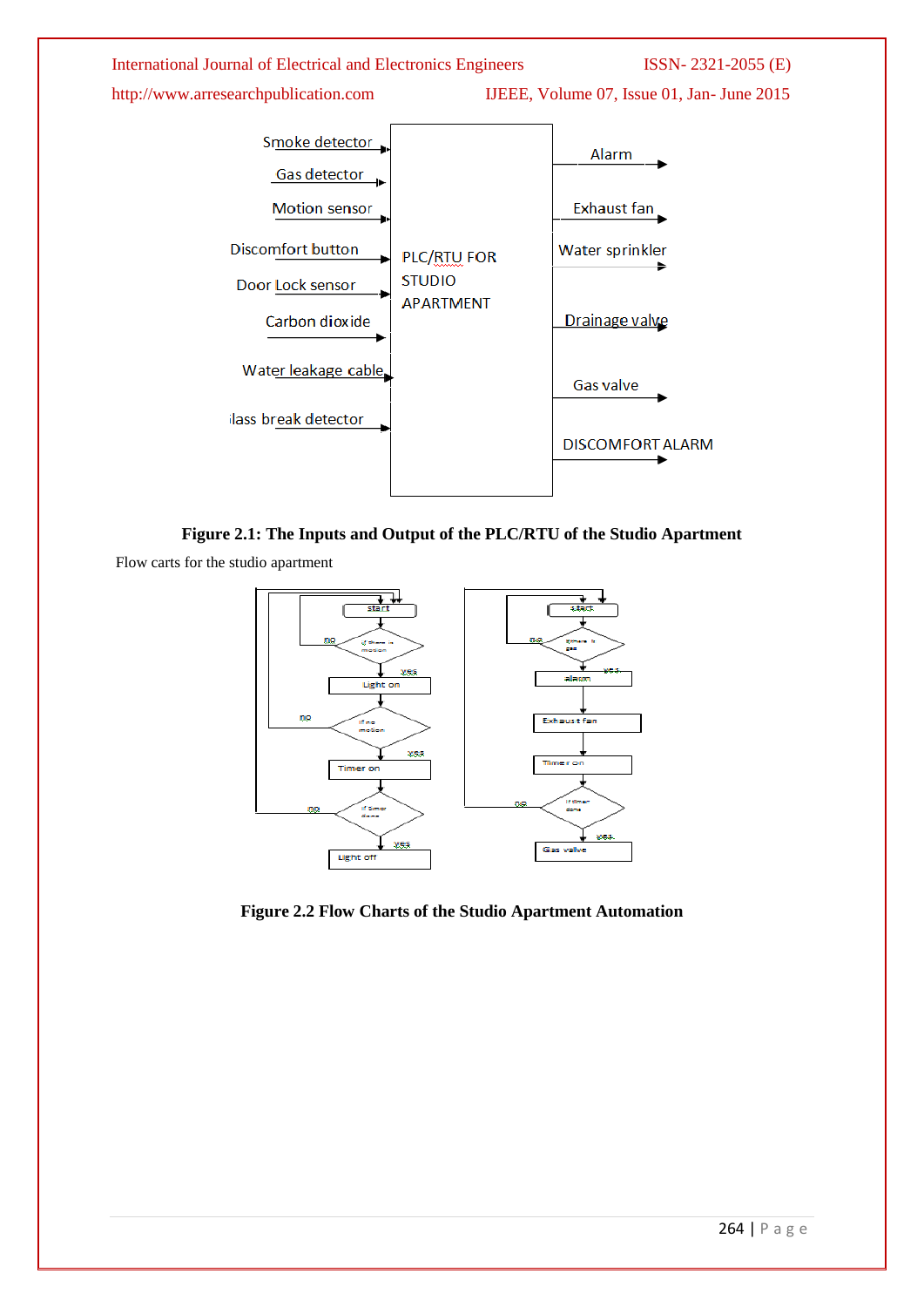Figure 2.1: The Inputs and Output of the PLC/RTU of the Studio Apartment

Flow carts for the studio apartment

Figure 2.2 Flow Charts of the Studio Apartment Automation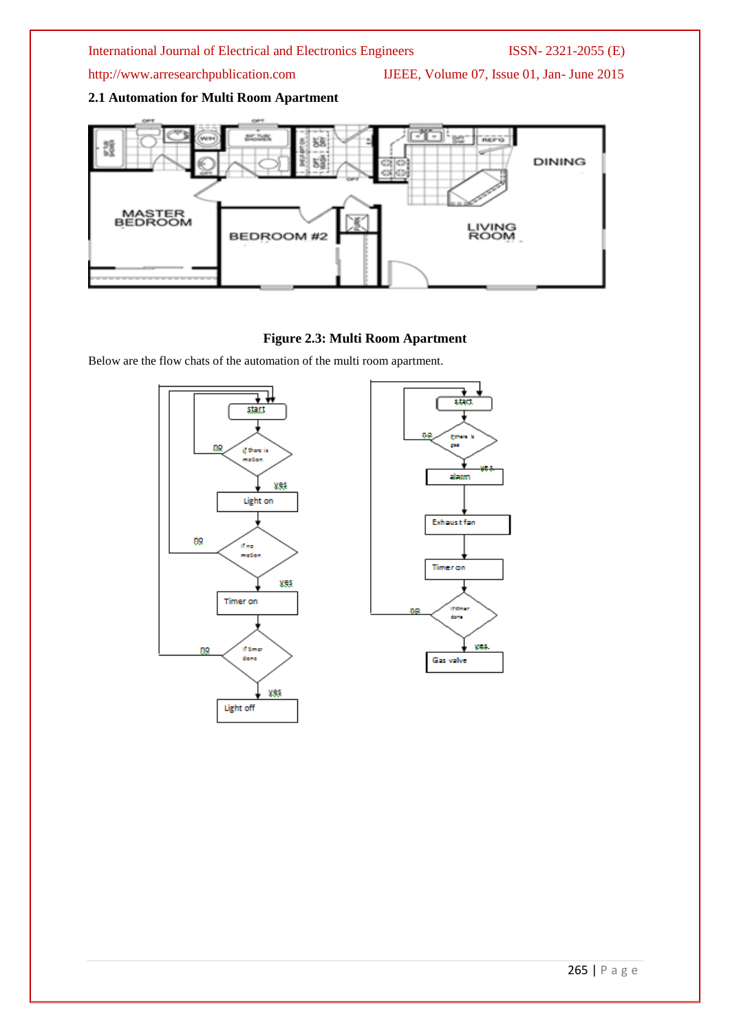## 2.1 Automation for Multi Room Apartment

**Figure 2.3: Multi Room Apartment**

Below are the flow chats of the automation of the multi room apartment.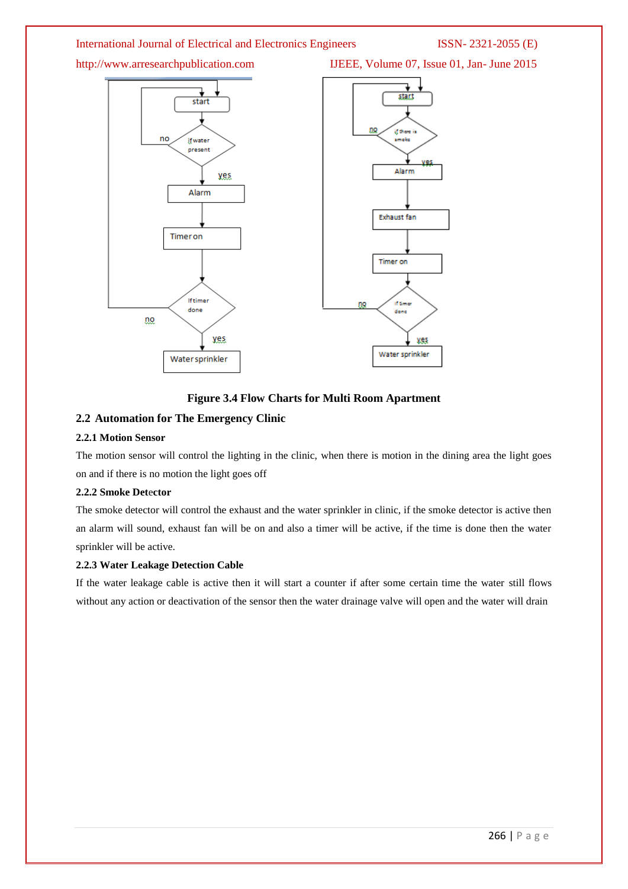**Figure 3.4 Flow Charts for Multi Room Apartment**

## 2.2 Automation for The Emergency Clinic

### 2.2.1 Motion Sensor

The motion sensor will control the lighting in the clinic, when there is motion in the dining area the light goes on and if there is no motion the light goes off

### 2.2.2 Smoke Detector

The smoke detector will control the exhaust and the water sprinkler in clinic, if the smoke detector is active then an alarm will sound, exhaust fan will be on and also a timer will be active, if the time is done then the water sprinkler will be active.

### 2.2.3 Water Leakage Detection Cable

If the water leakage cable is active then it will start a counter if after some certain time the water still flows without any action or deactivation of the sensor then the water drainage valve will open and the water will drain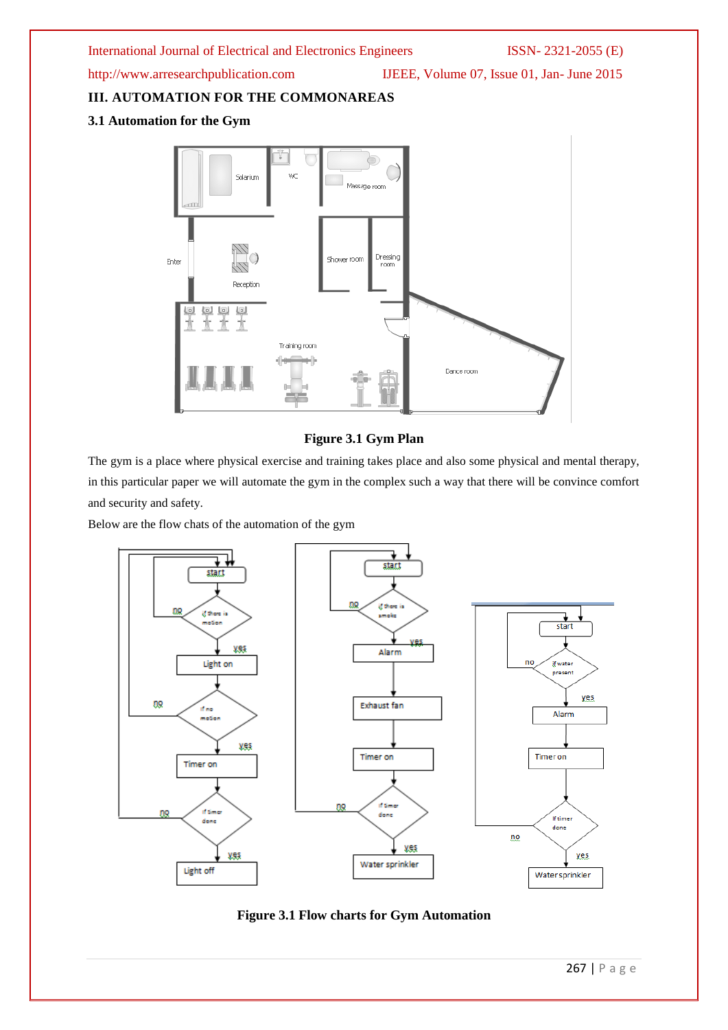## III. AUTOMATION FOR THE COMMONAREAS

### 3.1 Automation for the Gym

**Figure 3.1 Gym Plan**

The gym is a place where physical exercise and training takes place and also some physical and mental therapy, in this particular paper we will automate the gym in the complex such a way that there will be convince comfort and security and safety.

Below are the flow chats of the automation of the gym

**Figure 3.1 Flow charts for Gym Automation**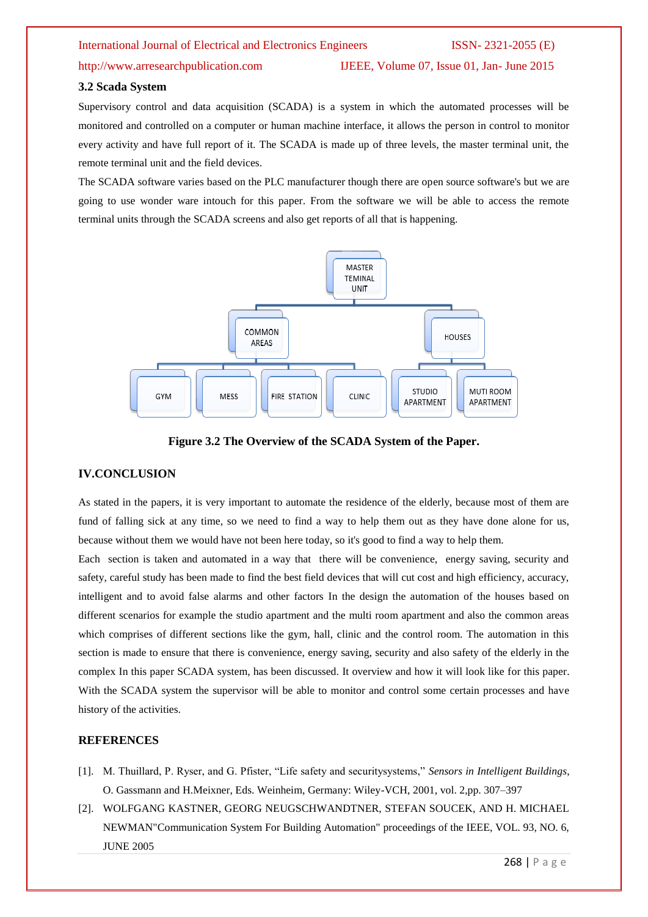### 3.2 Scada System

Supervisory control and data acquisition (SCADA) is a system in which the automated processes will be monitored and controlled on a computer or human machine interface, it allows the person in control to monitor every activity and have full report of it. The SCADA is made up of three levels, the master terminal unit, the remote terminal unit and the field devices.

The SCADA software varies based on the PLC manufacturer though there are open source software's but we are going to use wonder ware intouch for this paper. From the software we will be able to access the remote terminal units through the SCADA screens and also get reports of all that is happening.

**Figure 3.2 The Overview of the SCADA System of the Paper.**

## IV.CONCLUSION

As stated in the papers, it is very important to automate the residence of the elderly, because most of them are fund of falling sick at any time, so we need to find a way to help them out as they have done alone for us, because without them we would have not been here today, so it's good to find a way to help them.

Each section is taken and automated in a way that there will be convenience, energy saving, security and safety, careful study has been made to find the best field devices that will cut cost and high efficiency, accuracy, intelligent and to avoid false alarms and other factors In the design the automation of the houses based on different scenarios for example the studio apartment and the multi room apartment and also the common areas which comprises of different sections like the gym, hall, clinic and the control room. The automation in this section is made to ensure that there is convenience, energy saving, security and also safety of the elderly in the complex In this paper SCADA system, has been discussed. It overview and how it will look like for this paper. With the SCADA system the supervisor will be able to monitor and control some certain processes and have history of the activities.

## REFERENCES

[1]. M. Thuillard, P. Ryser, and G. Pfister, "Life safety and securitysystems," *Sensors in Intelligent Buildings*, O. Gassmann and H.Meixner, Eds. Weinheim, Germany: Wiley-VCH, 2001, vol. 2,pp. 307–397

[2]. WOLFGANG KASTNER, GEORG NEUGSCHWANDTNER, STEFAN SOUCEK, AND H. MICHAEL NEWMAN"Communication System For Building Automation" proceedings of the IEEE, VOL. 93, NO. 6, JUNE 2005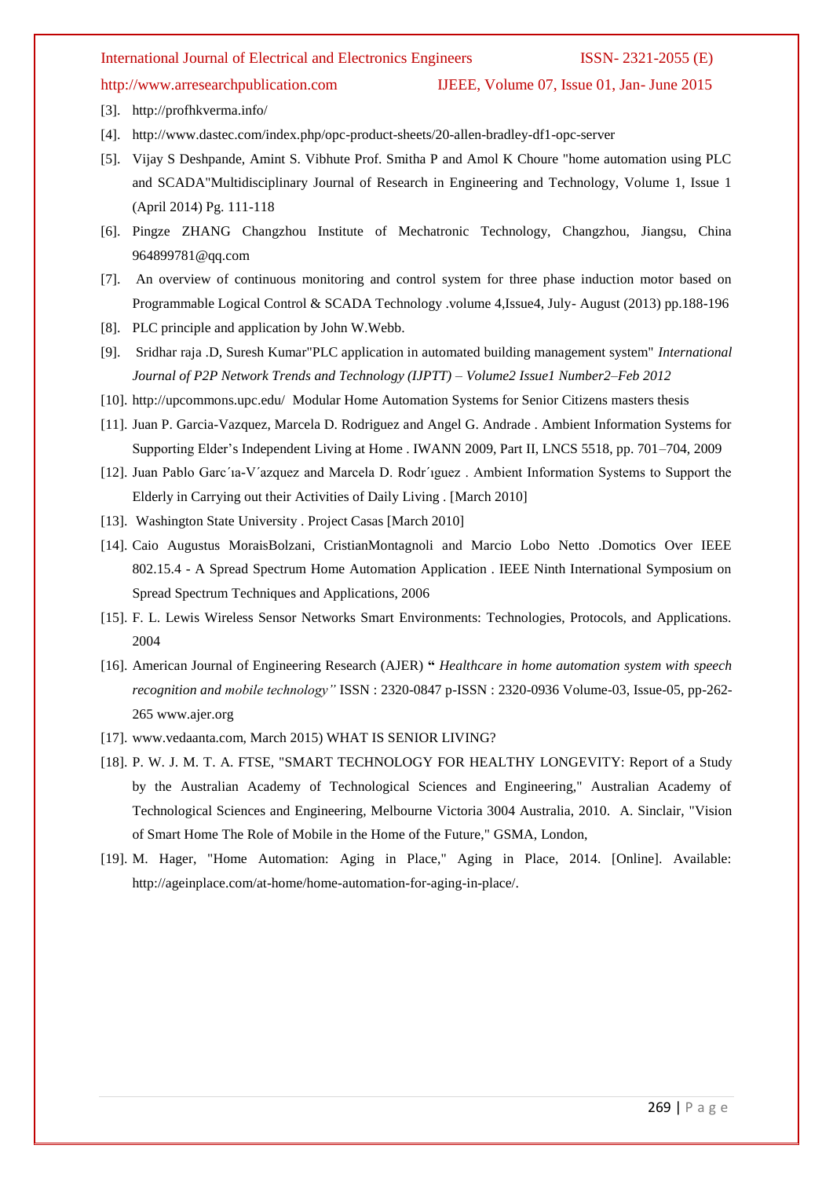[3]. http://profhkverma.info/

[4]. http://www.dastec.com/index.php/opc-product-sheets/20-allen-bradley-df1-opc-server

[5]. Vijay S Deshpande, Amint S. Vibhute Prof. Smitha P and Amol K Choure "home automation using PLC and SCADA"Multidisciplinary Journal of Research in Engineering and Technology, Volume 1, Issue 1 (April 2014) Pg. 111-118

[6]. Pingze ZHANG Changzhou Institute of Mechatronic Technology, Changzhou, Jiangsu, China 964899781@qq.com

[7]. An overview of continuous monitoring and control system for three phase induction motor based on Programmable Logical Control & SCADA Technology .volume 4,Issue4, July- August (2013) pp.188-196

[8]. PLC principle and application by John W.Webb.

[9]. Sridhar raja .D, Suresh Kumar"PLC application in automated building management system" *International Journal of P2P Network Trends and Technology (IJPTT) – Volume2 Issue1 Number2–Feb 2012*

[10]. http://upcommons.upc.edu/ Modular Home Automation Systems for Senior Citizens masters thesis

[11]. Juan P. Garcia-Vazquez, Marcela D. Rodriguez and Angel G. Andrade . Ambient Information Systems for Supporting Elder's Independent Living at Home . IWANN 2009, Part II, LNCS 5518, pp. 701–704, 2009

[12]. Juan Pablo Garc´ıa-V´azquez and Marcela D. Rodr´ıguez . Ambient Information Systems to Support the Elderly in Carrying out their Activities of Daily Living . [March 2010]

[13]. Washington State University . Project Casas [March 2010]

[14]. Caio Augustus MoraisBolzani, CristianMontagnoli and Marcio Lobo Netto .Domotics Over IEEE 802.15.4 - A Spread Spectrum Home Automation Application . IEEE Ninth International Symposium on Spread Spectrum Techniques and Applications, 2006

[15]. F. L. Lewis Wireless Sensor Networks Smart Environments: Technologies, Protocols, and Applications. 2004

[16]. American Journal of Engineering Research (AJER) **"** *Healthcare in home automation system with speech recognition and mobile technology"* ISSN : 2320-0847 p-ISSN : 2320-0936 Volume-03, Issue-05, pp-262-265 www.ajer.org

[17]. www.vedaanta.com, March 2015) WHAT IS SENIOR LIVING?

[18]. P. W. J. M. T. A. FTSE, "SMART TECHNOLOGY FOR HEALTHY LONGEVITY: Report of a Study by the Australian Academy of Technological Sciences and Engineering," Australian Academy of Technological Sciences and Engineering, Melbourne Victoria 3004 Australia, 2010. A. Sinclair, "Vision of Smart Home The Role of Mobile in the Home of the Future," GSMA, London,

[19]. M. Hager, "Home Automation: Aging in Place," Aging in Place, 2014. [Online]. Available: http://ageinplace.com/at-home/home-automation-for-aging-in-place/.